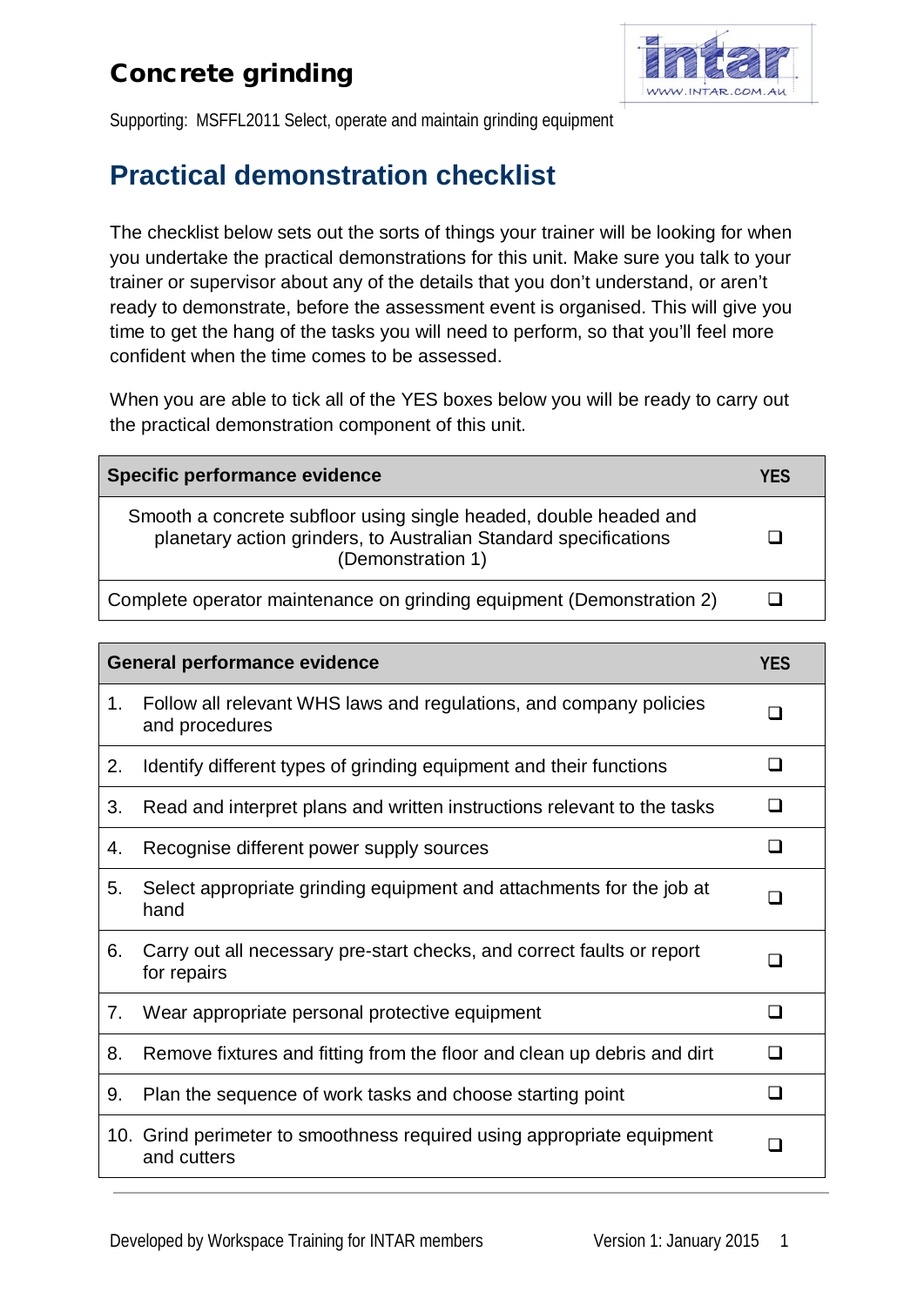# Concrete grinding

Supporting: MSFFL2011 Select, operate and maintain grinding equipment

## Practical demonstration checklist

The checklist below sets out the sorts of things your trainer will be looking for when you undertake the practical demonstrations for this unit. Make sure you talk to your trainer or supervisor about any of the details that you don't understand, or aren't ready to demonstrate, before the assessment event is organised. This will give you time to get the hang of the tasks you will need to perform, so that you'll feel more confident when the time comes to be assessed.

When you are able to tick all of the YES boxes below you will be ready to carry out the practical demonstration component of this unit.

| Specific performance evidence | YES |
| --- | --- |
| Smooth a concrete subfloor using single headed, double headed and planetary action grinders, to Australian Standard specifications (Demonstration 1) | ❑ |
| Complete operator maintenance on grinding equipment (Demonstration 2) | ❑ |

| General performance evidence | YES |
| --- | --- |
| 1. Follow all relevant WHS laws and regulations, and company policies and procedures | ❑ |
| 2. Identify different types of grinding equipment and their functions | ❑ |
| 3. Read and interpret plans and written instructions relevant to the tasks | ❑ |
| 4. Recognise different power supply sources | ❑ |
| 5. Select appropriate grinding equipment and attachments for the job at hand | ❑ |
| 6. Carry out all necessary pre-start checks, and correct faults or report for repairs | ❑ |
| 7. Wear appropriate personal protective equipment | ❑ |
| 8. Remove fixtures and fitting from the floor and clean up debris and dirt | ❑ |
| 9. Plan the sequence of work tasks and choose starting point | ❑ |
| 10. Grind perimeter to smoothness required using appropriate equipment and cutters | ❑ |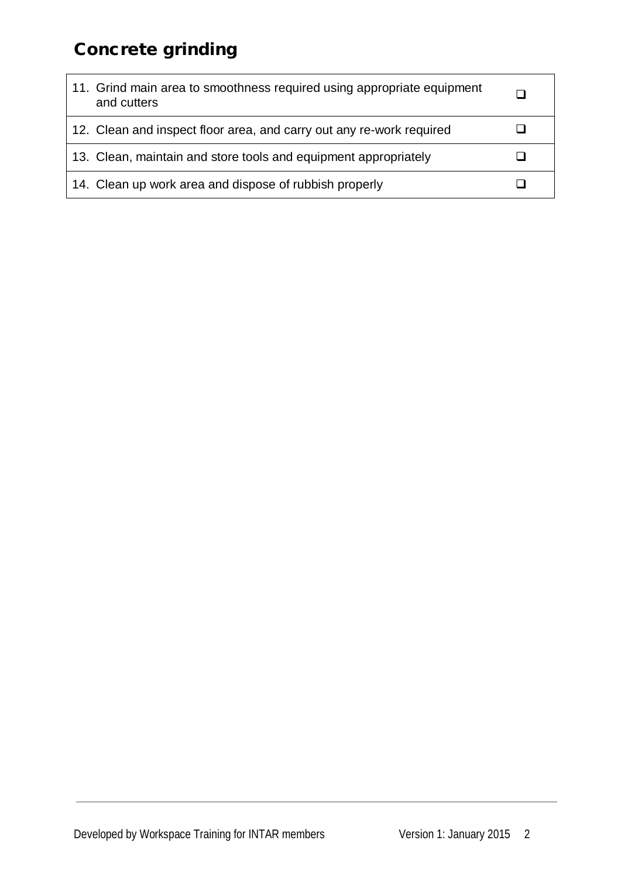## Concrete grinding

| | |
|---|---|
| 11. Grind main area to smoothness required using appropriate equipment and cutters | ❑ |
| 12. Clean and inspect floor area, and carry out any re-work required | ❑ |
| 13. Clean, maintain and store tools and equipment appropriately | ❑ |
| 14. Clean up work area and dispose of rubbish properly | ❑ |